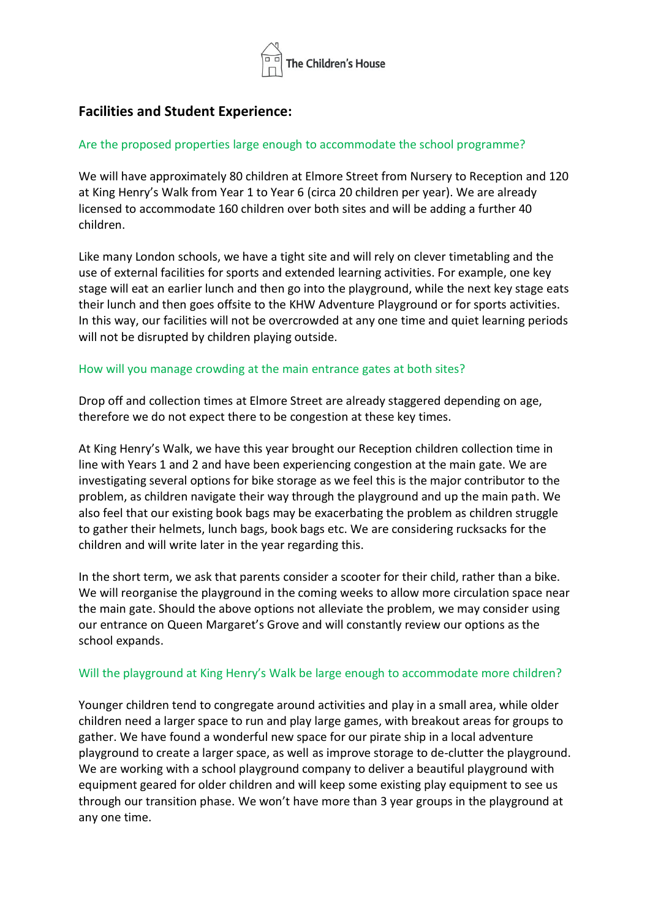The Children's House

## Facilities and Student Experience:

### Are the proposed properties large enough to accommodate the school programme?

We will have approximately 80 children at Elmore Street from Nursery to Reception and 120 at King Henry's Walk from Year 1 to Year 6 (circa 20 children per year). We are already licensed to accommodate 160 children over both sites and will be adding a further 40 children.

Like many London schools, we have a tight site and will rely on clever timetabling and the use of external facilities for sports and extended learning activities. For example, one key stage will eat an earlier lunch and then go into the playground, while the next key stage eats their lunch and then goes offsite to the KHW Adventure Playground or for sports activities. In this way, our facilities will not be overcrowded at any one time and quiet learning periods will not be disrupted by children playing outside.

### How will you manage crowding at the main entrance gates at both sites?

Drop off and collection times at Elmore Street are already staggered depending on age, therefore we do not expect there to be congestion at these key times.

At King Henry's Walk, we have this year brought our Reception children collection time in line with Years 1 and 2 and have been experiencing congestion at the main gate. We are investigating several options for bike storage as we feel this is the major contributor to the problem, as children navigate their way through the playground and up the main path. We also feel that our existing book bags may be exacerbating the problem as children struggle to gather their helmets, lunch bags, book bags etc. We are considering rucksacks for the children and will write later in the year regarding this.

In the short term, we ask that parents consider a scooter for their child, rather than a bike. We will reorganise the playground in the coming weeks to allow more circulation space near the main gate. Should the above options not alleviate the problem, we may consider using our entrance on Queen Margaret's Grove and will constantly review our options as the school expands.

### Will the playground at King Henry's Walk be large enough to accommodate more children?

Younger children tend to congregate around activities and play in a small area, while older children need a larger space to run and play large games, with breakout areas for groups to gather. We have found a wonderful new space for our pirate ship in a local adventure playground to create a larger space, as well as improve storage to de-clutter the playground. We are working with a school playground company to deliver a beautiful playground with equipment geared for older children and will keep some existing play equipment to see us through our transition phase. We won't have more than 3 year groups in the playground at any one time.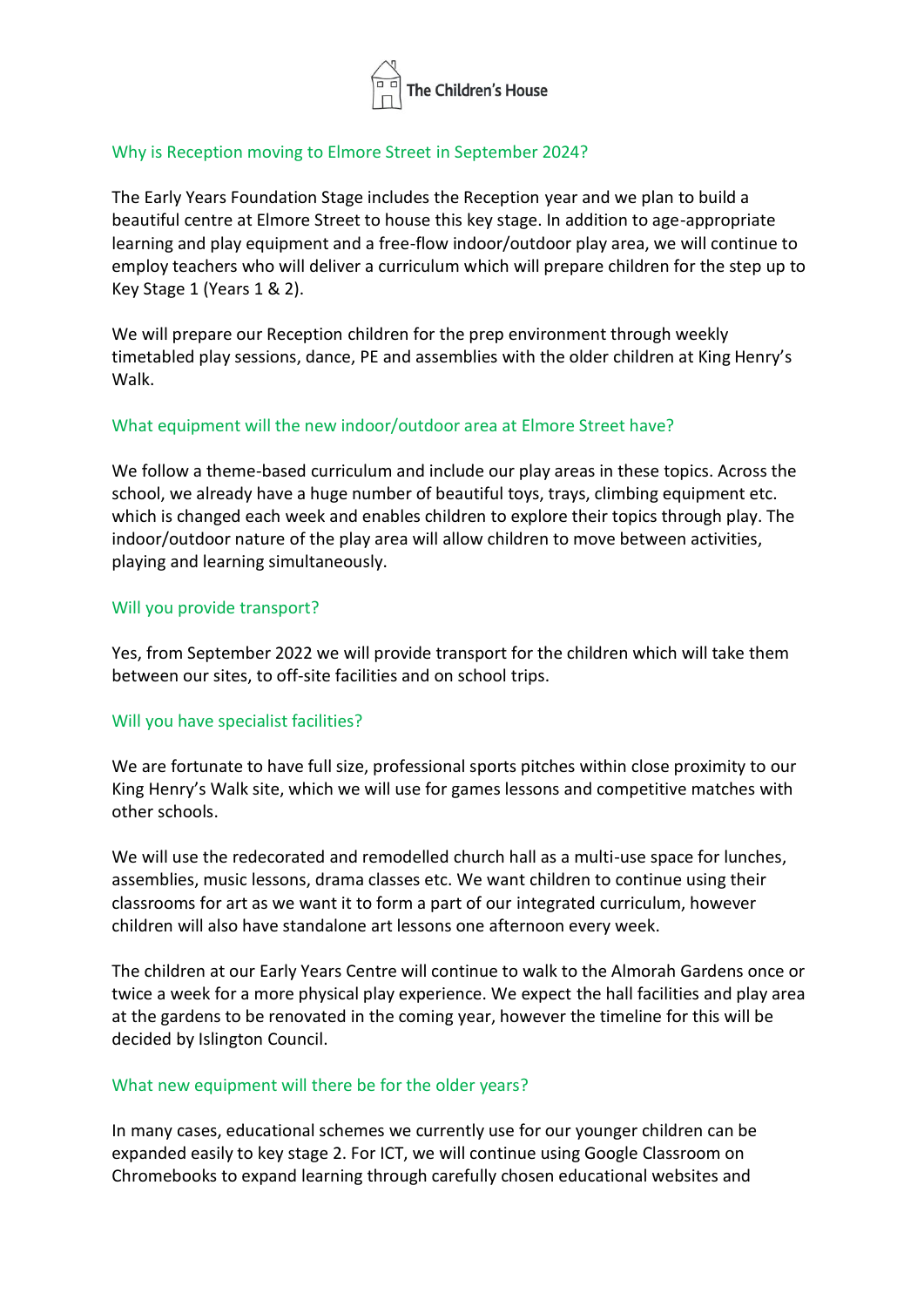The Children's House

## Why is Reception moving to Elmore Street in September 2024?

The Early Years Foundation Stage includes the Reception year and we plan to build a beautiful centre at Elmore Street to house this key stage. In addition to age-appropriate learning and play equipment and a free-flow indoor/outdoor play area, we will continue to employ teachers who will deliver a curriculum which will prepare children for the step up to Key Stage 1 (Years 1 & 2).

We will prepare our Reception children for the prep environment through weekly timetabled play sessions, dance, PE and assemblies with the older children at King Henry's Walk.

## What equipment will the new indoor/outdoor area at Elmore Street have?

We follow a theme-based curriculum and include our play areas in these topics. Across the school, we already have a huge number of beautiful toys, trays, climbing equipment etc. which is changed each week and enables children to explore their topics through play. The indoor/outdoor nature of the play area will allow children to move between activities, playing and learning simultaneously.

## Will you provide transport?

Yes, from September 2022 we will provide transport for the children which will take them between our sites, to off-site facilities and on school trips.

## Will you have specialist facilities?

We are fortunate to have full size, professional sports pitches within close proximity to our King Henry's Walk site, which we will use for games lessons and competitive matches with other schools.

We will use the redecorated and remodelled church hall as a multi-use space for lunches, assemblies, music lessons, drama classes etc. We want children to continue using their classrooms for art as we want it to form a part of our integrated curriculum, however children will also have standalone art lessons one afternoon every week.

The children at our Early Years Centre will continue to walk to the Almorah Gardens once or twice a week for a more physical play experience. We expect the hall facilities and play area at the gardens to be renovated in the coming year, however the timeline for this will be decided by Islington Council.

## What new equipment will there be for the older years?

In many cases, educational schemes we currently use for our younger children can be expanded easily to key stage 2. For ICT, we will continue using Google Classroom on Chromebooks to expand learning through carefully chosen educational websites and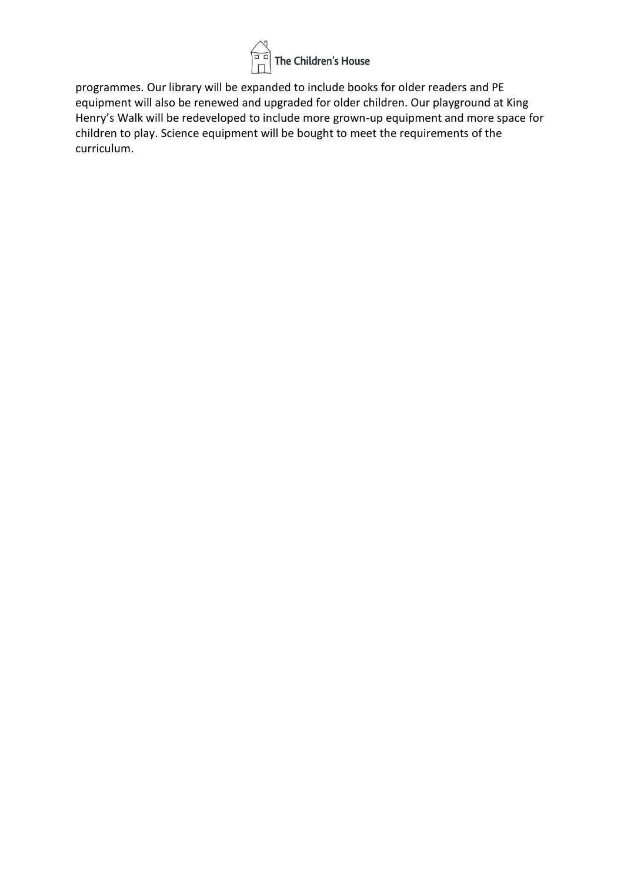programmes. Our library will be expanded to include books for older readers and PE equipment will also be renewed and upgraded for older children. Our playground at King Henry's Walk will be redeveloped to include more grown-up equipment and more space for children to play. Science equipment will be bought to meet the requirements of the curriculum.